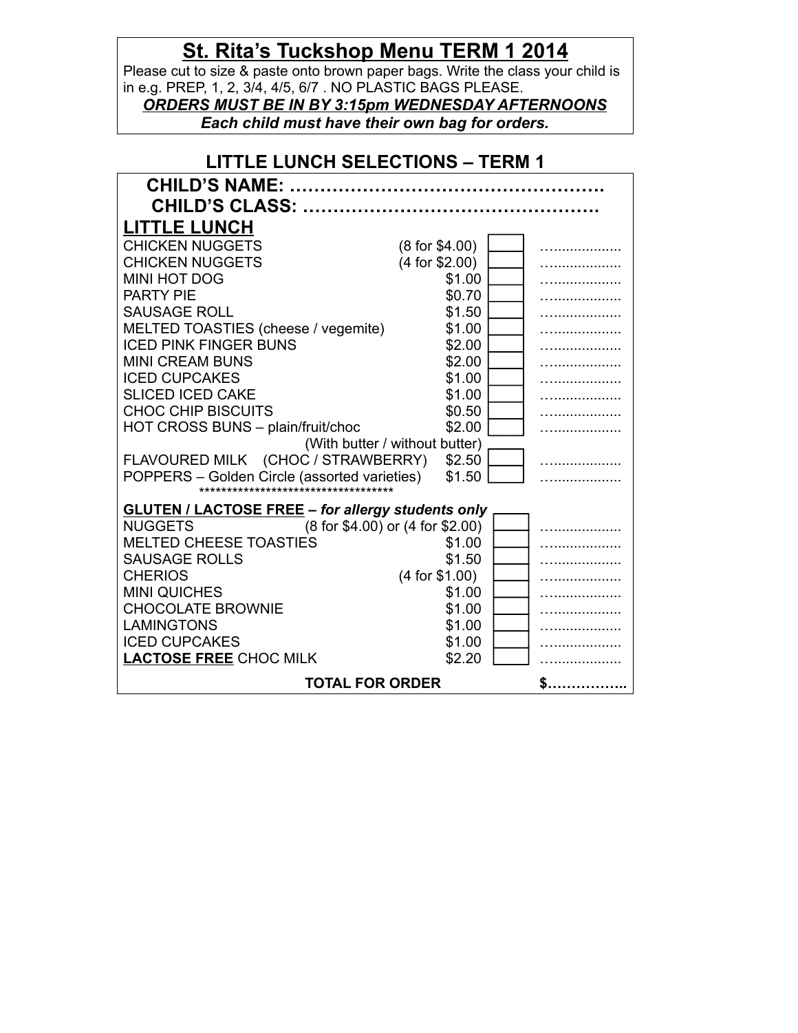# St. Rita's Tuckshop Menu TERM 1 2014

Please cut to size & paste onto brown paper bags. Write the class your child is in e.g. PREP, 1, 2, 3/4, 4/5, 6/7 . NO PLASTIC BAGS PLEASE.

***ORDERS MUST BE IN BY 3:15pm WEDNESDAY AFTERNOONS***

***Each child must have their own bag for orders.***

## LITTLE LUNCH SELECTIONS – TERM 1

**CHILD'S NAME: …………………………………………….**

**CHILD'S CLASS: …………………………………………**

**LITTLE LUNCH**

| Item | Price | Qty | Amount |
|---|---|---|---|
| CHICKEN NUGGETS | (8 for $4.00) | | ………………. |
| CHICKEN NUGGETS | (4 for $2.00) | | ………………. |
| MINI HOT DOG | $1.00 | | ………………. |
| PARTY PIE | $0.70 | | ………………. |
| SAUSAGE ROLL | $1.50 | | ………………. |
| MELTED TOASTIES (cheese / vegemite) | $1.00 | | ………………. |
| ICED PINK FINGER BUNS | $2.00 | | ………………. |
| MINI CREAM BUNS | $2.00 | | ………………. |
| ICED CUPCAKES | $1.00 | | ………………. |
| SLICED ICED CAKE | $1.00 | | ………………. |
| CHOC CHIP BISCUITS | $0.50 | | ………………. |
| HOT CROSS BUNS – plain/fruit/choc (With butter / without butter) | $2.00 | | ………………. |
| FLAVOURED MILK (CHOC / STRAWBERRY) | $2.50 | | ………………. |
| POPPERS – Golden Circle (assorted varieties) | $1.50 | | ………………. |

************************************

**GLUTEN / LACTOSE FREE** – ***for allergy students only***

| Item | Price | Qty | Amount |
|---|---|---|---|
| NUGGETS | (8 for $4.00) or (4 for $2.00) | | ………………. |
| MELTED CHEESE TOASTIES | $1.00 | | ………………. |
| SAUSAGE ROLLS | $1.50 | | ………………. |
| CHERIOS | (4 for $1.00) | | ………………. |
| MINI QUICHES | $1.00 | | ………………. |
| CHOCOLATE BROWNIE | $1.00 | | ………………. |
| LAMINGTONS | $1.00 | | ………………. |
| ICED CUPCAKES | $1.00 | | ………………. |
| **LACTOSE FREE** CHOC MILK | $2.20 | | ………………. |

**TOTAL FOR ORDER $……………..**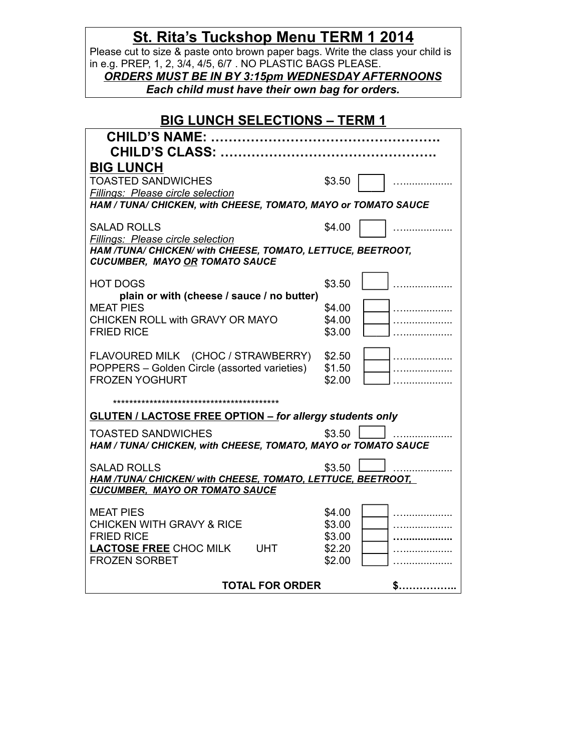# St. Rita's Tuckshop Menu TERM 1 2014

Please cut to size & paste onto brown paper bags. Write the class your child is in e.g. PREP, 1, 2, 3/4, 4/5, 6/7 . NO PLASTIC BAGS PLEASE.

***ORDERS MUST BE IN BY 3:15pm WEDNESDAY AFTERNOONS***

***Each child must have their own bag for orders.***

## BIG LUNCH SELECTIONS – TERM 1

**CHILD'S NAME: …………………………………………….**

**CHILD'S CLASS: ………………………………………….**

**BIG LUNCH**

| | | | |
|---|---|---|---|
| TOASTED SANDWICHES | $3.50 | ☐ | ………………. |

*Fillings: Please circle selection*

***HAM / TUNA/ CHICKEN, with CHEESE, TOMATO, MAYO or TOMATO SAUCE***

| | | | |
|---|---|---|---|
| SALAD ROLLS | $4.00 | ☐ | ………………. |

*Fillings: Please circle selection*

***HAM /TUNA/ CHICKEN/ with CHEESE, TOMATO, LETTUCE, BEETROOT, CUCUMBER, MAYO OR TOMATO SAUCE***

| | | | |
|---|---|---|---|
| HOT DOGS<br>**plain or with (cheese / sauce / no butter)** | $3.50 | ☐ | ………………. |
| MEAT PIES | $4.00 | ☐ | ………………. |
| CHICKEN ROLL with GRAVY OR MAYO | $4.00 | ☐ | ………………. |
| FRIED RICE | $3.00 | ☐ | ………………. |
| FLAVOURED MILK (CHOC / STRAWBERRY) | $2.50 | ☐ | ………………. |
| POPPERS – Golden Circle (assorted varieties) | $1.50 | ☐ | ………………. |
| FROZEN YOGHURT | $2.00 | ☐ | ………………. |

*******************************************

**GLUTEN / LACTOSE FREE OPTION –** ***for allergy students only***

| | | | |
|---|---|---|---|
| TOASTED SANDWICHES | $3.50 | ☐ | ………………. |

***HAM / TUNA/ CHICKEN, with CHEESE, TOMATO, MAYO or TOMATO SAUCE***

| | | | |
|---|---|---|---|
| SALAD ROLLS | $3.50 | ☐ | ………………. |

***HAM /TUNA/ CHICKEN/ with CHEESE, TOMATO, LETTUCE, BEETROOT, CUCUMBER, MAYO OR TOMATO SAUCE***

| | | | |
|---|---|---|---|
| MEAT PIES | $4.00 | ☐ | ………………. |
| CHICKEN WITH GRAVY & RICE | $3.00 | ☐ | ………………. |
| FRIED RICE | $3.00 | ☐ | ………………. |
| **LACTOSE FREE** CHOC MILK UHT | $2.20 | ☐ | ………………. |
| FROZEN SORBET | $2.00 | ☐ | ………………. |

**TOTAL FOR ORDER $……………..**